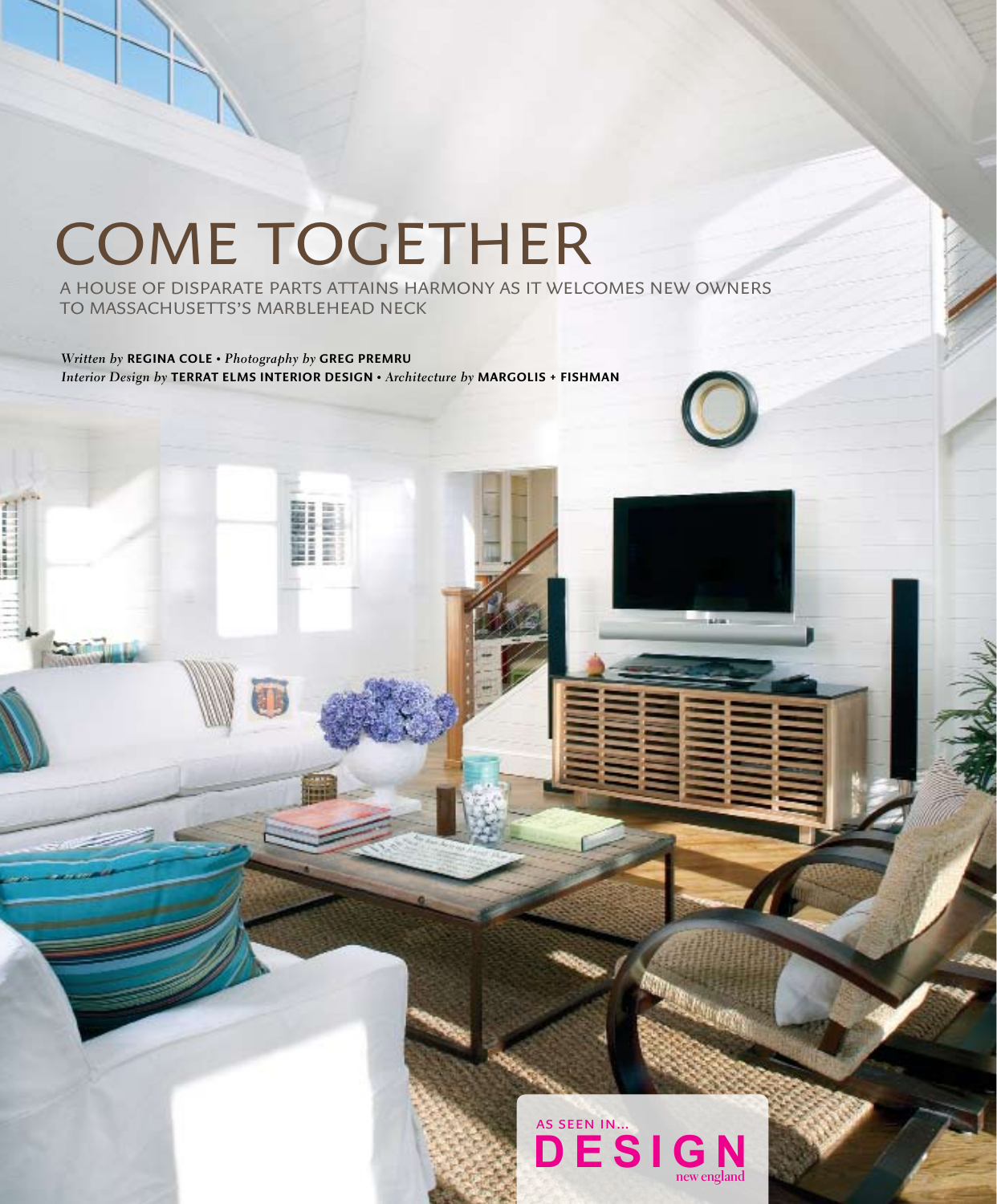# COME TOGETHER

A HOUSE OF DISPARATE PARTS ATTAINS HARMONY AS IT WELCOMES NEW OWNERS TO MASSACHUSETTS'S MARBLEHEAD NECK

*Written by* **REGINA COLE** • *Photography by* **GREG PREMRU**
*Interior Design by* **TERRAT ELMS INTERIOR DESIGN** • *Architecture by* **MARGOLIS + FISHMAN**

AS SEEN IN... DESIGN new england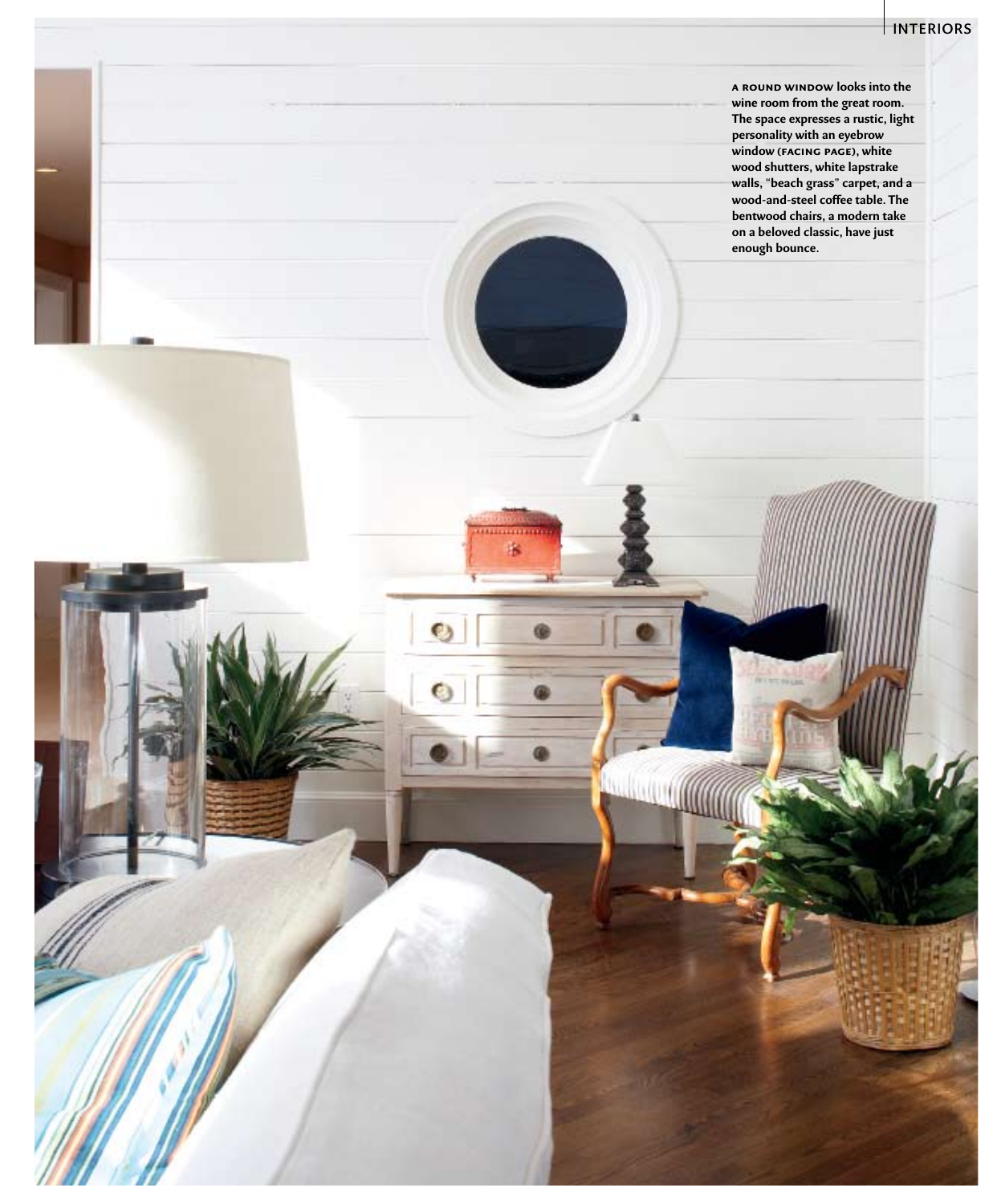**A ROUND WINDOW** looks into the wine room from the great room. The space expresses a rustic, light personality with an eyebrow window (**FACING PAGE**), white wood shutters, white lapstrake walls, "beach grass" carpet, and a wood-and-steel coffee table. The bentwood chairs, a modern take on a beloved classic, have just enough bounce.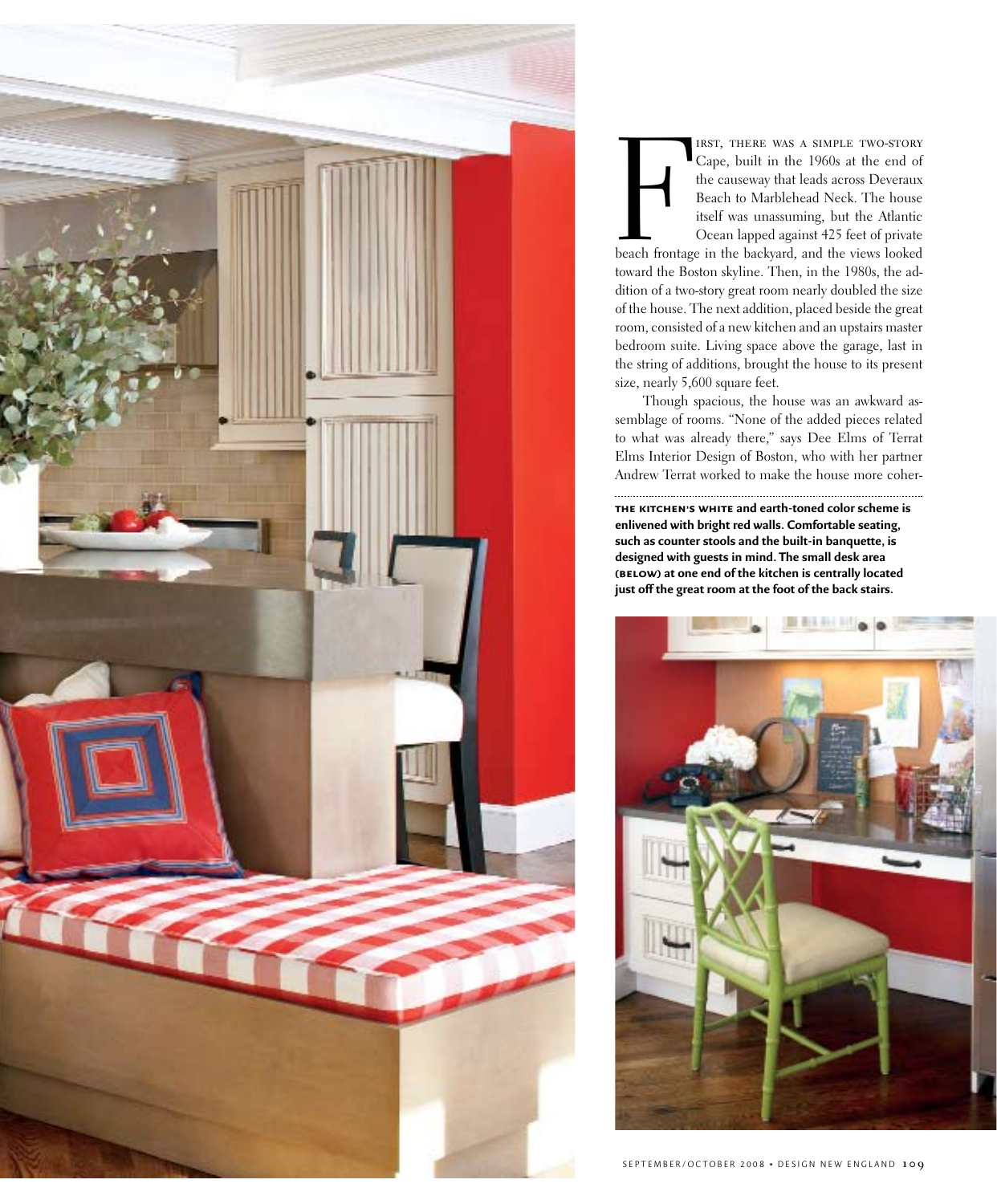First, there was a simple two-story Cape, built in the 1960s at the end of the causeway that leads across Deveraux Beach to Marblehead Neck. The house itself was unassuming, but the Atlantic Ocean lapped against 425 feet of private beach frontage in the backyard, and the views looked toward the Boston skyline. Then, in the 1980s, the addition of a two-story great room nearly doubled the size of the house. The next addition, placed beside the great room, consisted of a new kitchen and an upstairs master bedroom suite. Living space above the garage, last in the string of additions, brought the house to its present size, nearly 5,600 square feet.

Though spacious, the house was an awkward assemblage of rooms. "None of the added pieces related to what was already there," says Dee Elms of Terrat Elms Interior Design of Boston, who with her partner Andrew Terrat worked to make the house more coher-

**The kitchen's white and earth-toned color scheme is enlivened with bright red walls. Comfortable seating, such as counter stools and the built-in banquette, is designed with guests in mind. The small desk area (below) at one end of the kitchen is centrally located just off the great room at the foot of the back stairs.**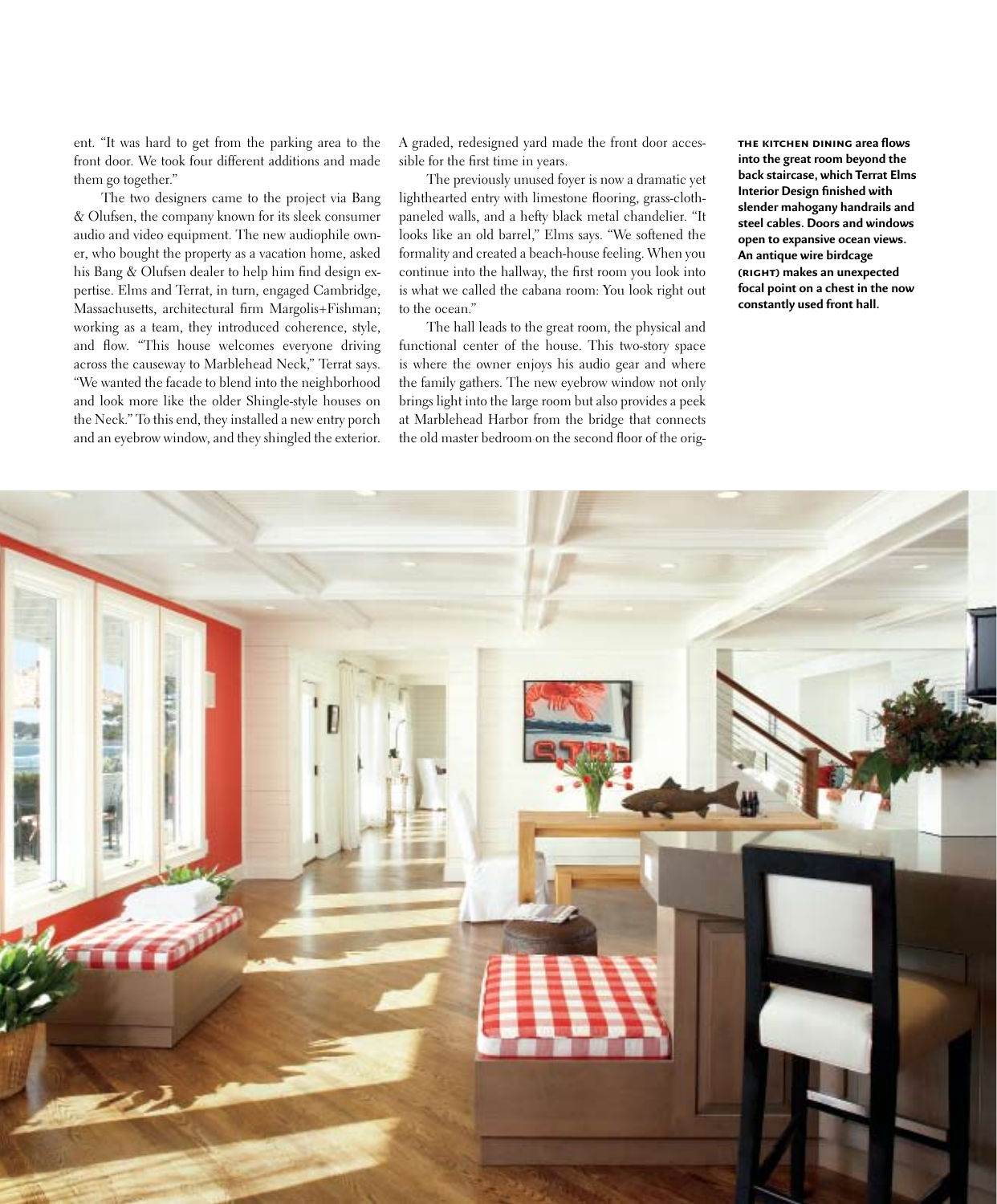ent. "It was hard to get from the parking area to the front door. We took four different additions and made them go together."

The two designers came to the project via Bang & Olufsen, the company known for its sleek consumer audio and video equipment. The new audiophile owner, who bought the property as a vacation home, asked his Bang & Olufsen dealer to help him find design expertise. Elms and Terrat, in turn, engaged Cambridge, Massachusetts, architectural firm Margolis+Fishman; working as a team, they introduced coherence, style, and flow. "This house welcomes everyone driving across the causeway to Marblehead Neck," Terrat says. "We wanted the facade to blend into the neighborhood and look more like the older Shingle-style houses on the Neck." To this end, they installed a new entry porch and an eyebrow window, and they shingled the exterior. A graded, redesigned yard made the front door accessible for the first time in years.

The previously unused foyer is now a dramatic yet lighthearted entry with limestone flooring, grass-cloth-paneled walls, and a hefty black metal chandelier. "It looks like an old barrel," Elms says. "We softened the formality and created a beach-house feeling. When you continue into the hallway, the first room you look into is what we called the cabana room: You look right out to the ocean."

The hall leads to the great room, the physical and functional center of the house. This two-story space is where the owner enjoys his audio gear and where the family gathers. The new eyebrow window not only brings light into the large room but also provides a peek at Marblehead Harbor from the bridge that connects the old master bedroom on the second floor of the orig-

**THE KITCHEN DINING area flows into the great room beyond the back staircase, which Terrat Elms Interior Design finished with slender mahogany handrails and steel cables. Doors and windows open to expansive ocean views. An antique wire birdcage (RIGHT) makes an unexpected focal point on a chest in the now constantly used front hall.**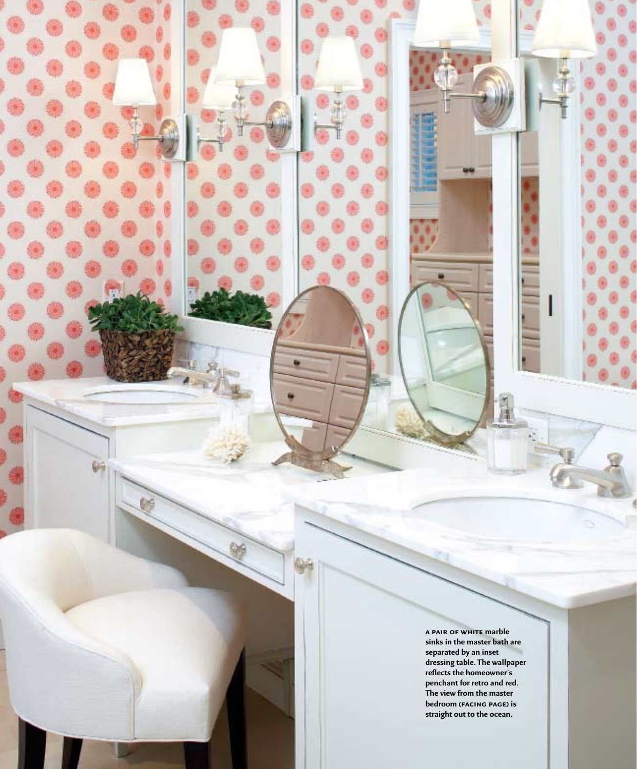**A PAIR OF WHITE** marble sinks in the master bath are separated by an inset dressing table. The wallpaper reflects the homeowner's penchant for retro and red. The view from the master bedroom (**FACING PAGE**) is straight out to the ocean.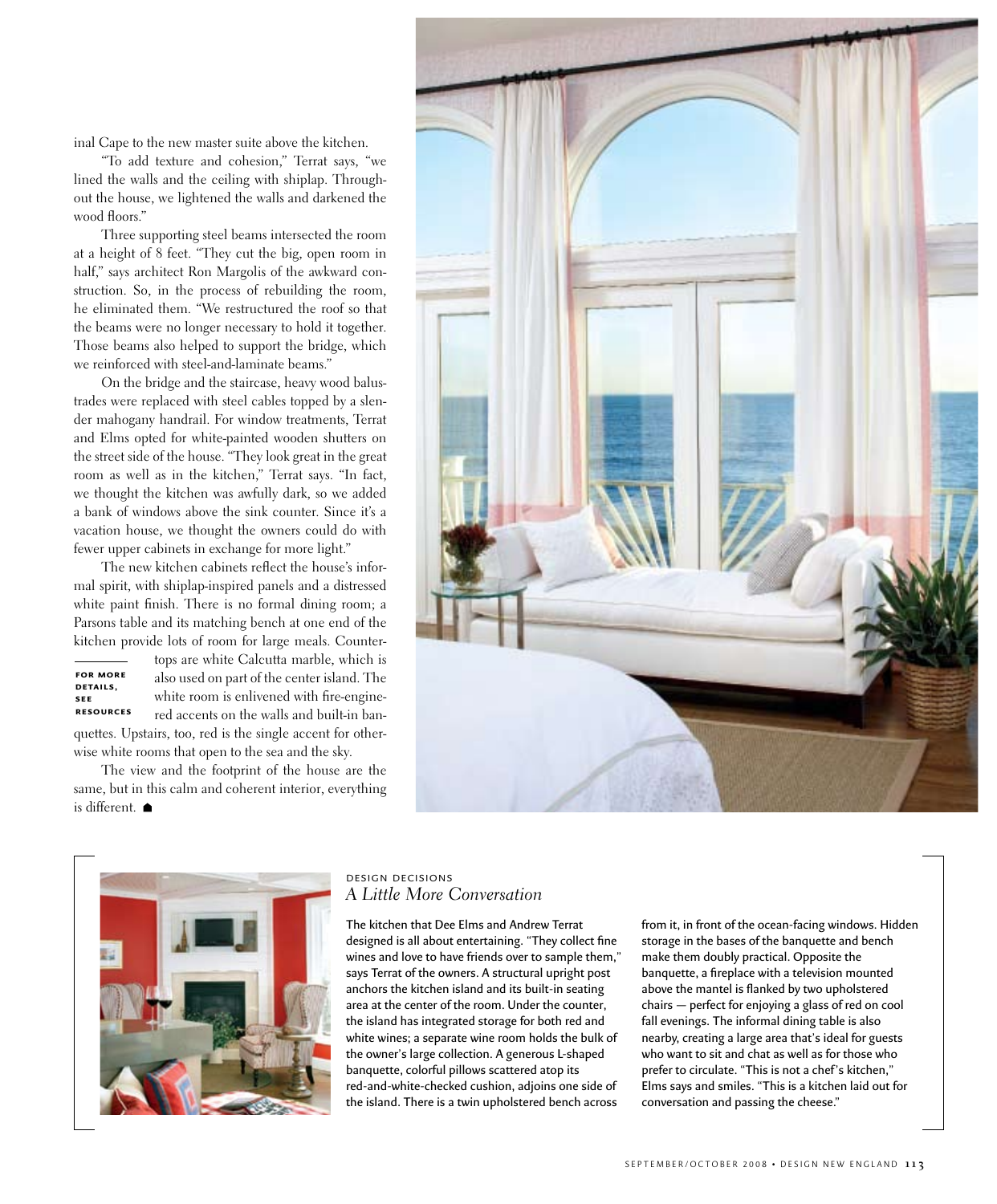inal Cape to the new master suite above the kitchen.

"To add texture and cohesion," Terrat says, "we lined the walls and the ceiling with shiplap. Throughout the house, we lightened the walls and darkened the wood floors."

Three supporting steel beams intersected the room at a height of 8 feet. "They cut the big, open room in half," says architect Ron Margolis of the awkward construction. So, in the process of rebuilding the room, he eliminated them. "We restructured the roof so that the beams were no longer necessary to hold it together. Those beams also helped to support the bridge, which we reinforced with steel-and-laminate beams."

On the bridge and the staircase, heavy wood balustrades were replaced with steel cables topped by a slender mahogany handrail. For window treatments, Terrat and Elms opted for white-painted wooden shutters on the street side of the house. "They look great in the great room as well as in the kitchen," Terrat says. "In fact, we thought the kitchen was awfully dark, so we added a bank of windows above the sink counter. Since it's a vacation house, we thought the owners could do with fewer upper cabinets in exchange for more light."

The new kitchen cabinets reflect the house's informal spirit, with shiplap-inspired panels and a distressed white paint finish. There is no formal dining room; a Parsons table and its matching bench at one end of the kitchen provide lots of room for large meals. Countertops are white Calcutta marble, which is also used on part of the center island. The white room is enlivened with fire-engine-red accents on the walls and built-in banquettes. Upstairs, too, red is the single accent for otherwise white rooms that open to the sea and the sky.

**FOR MORE DETAILS, SEE RESOURCES**

The view and the footprint of the house are the same, but in this calm and coherent interior, everything is different.

DESIGN DECISIONS

## *A Little More Conversation*

The kitchen that Dee Elms and Andrew Terrat designed is all about entertaining. "They collect fine wines and love to have friends over to sample them," says Terrat of the owners. A structural upright post anchors the kitchen island and its built-in seating area at the center of the room. Under the counter, the island has integrated storage for both red and white wines; a separate wine room holds the bulk of the owner's large collection. A generous L-shaped banquette, colorful pillows scattered atop its red-and-white-checked cushion, adjoins one side of the island. There is a twin upholstered bench across from it, in front of the ocean-facing windows. Hidden storage in the bases of the banquette and bench make them doubly practical. Opposite the banquette, a fireplace with a television mounted above the mantel is flanked by two upholstered chairs — perfect for enjoying a glass of red on cool fall evenings. The informal dining table is also nearby, creating a large area that's ideal for guests who want to sit and chat as well as for those who prefer to circulate. "This is not a chef's kitchen," Elms says and smiles. "This is a kitchen laid out for conversation and passing the cheese."